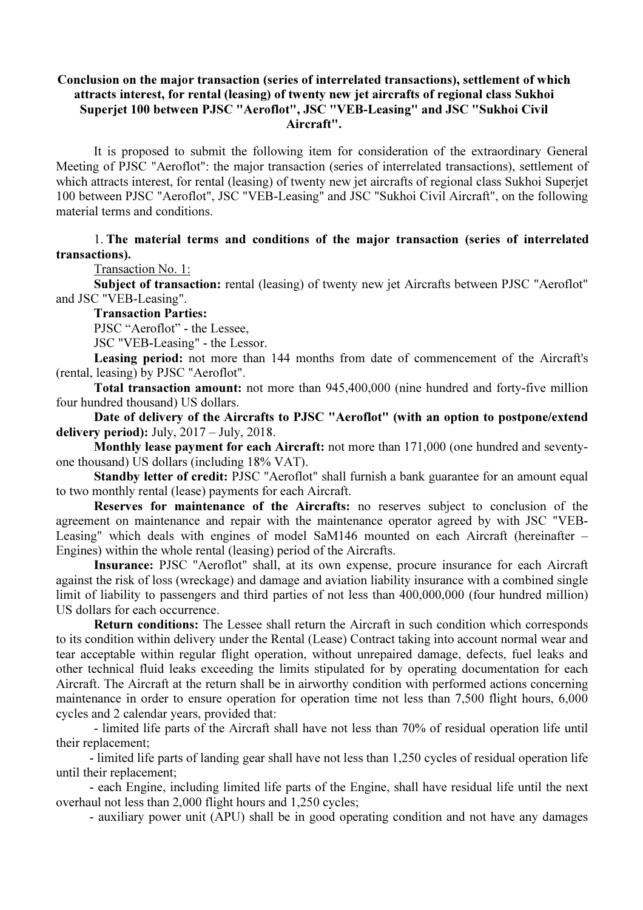**Conclusion on the major transaction (series of interrelated transactions), settlement of which attracts interest, for rental (leasing) of twenty new jet aircrafts of regional class Sukhoi Superjet 100 between PJSC "Aeroflot", JSC "VEB-Leasing" and JSC "Sukhoi Civil Aircraft".**

It is proposed to submit the following item for consideration of the extraordinary General Meeting of PJSC "Aeroflot": the major transaction (series of interrelated transactions), settlement of which attracts interest, for rental (leasing) of twenty new jet aircrafts of regional class Sukhoi Superjet 100 between PJSC "Aeroflot", JSC "VEB-Leasing" and JSC "Sukhoi Civil Aircraft", on the following material terms and conditions.

1. **The material terms and conditions of the major transaction (series of interrelated transactions).**

Transaction No. 1:

**Subject of transaction:** rental (leasing) of twenty new jet Aircrafts between PJSC "Aeroflot" and JSC "VEB-Leasing".

**Transaction Parties:**

PJSC "Aeroflot" - the Lessee,

JSC "VEB-Leasing" - the Lessor.

**Leasing period:** not more than 144 months from date of commencement of the Aircraft's (rental, leasing) by PJSC "Aeroflot".

**Total transaction amount:** not more than 945,400,000 (nine hundred and forty-five million four hundred thousand) US dollars.

**Date of delivery of the Aircrafts to PJSC "Aeroflot" (with an option to postpone/extend delivery period):** July, 2017 – July, 2018.

**Monthly lease payment for each Aircraft:** not more than 171,000 (one hundred and seventy-one thousand) US dollars (including 18% VAT).

**Standby letter of credit:** PJSC "Aeroflot" shall furnish a bank guarantee for an amount equal to two monthly rental (lease) payments for each Aircraft.

**Reserves for maintenance of the Aircrafts:** no reserves subject to conclusion of the agreement on maintenance and repair with the maintenance operator agreed by with JSC "VEB-Leasing" which deals with engines of model SaM146 mounted on each Aircraft (hereinafter – Engines) within the whole rental (leasing) period of the Aircrafts.

**Insurance:** PJSC "Aeroflot" shall, at its own expense, procure insurance for each Aircraft against the risk of loss (wreckage) and damage and aviation liability insurance with a combined single limit of liability to passengers and third parties of not less than 400,000,000 (four hundred million) US dollars for each occurrence.

**Return conditions:** The Lessee shall return the Aircraft in such condition which corresponds to its condition within delivery under the Rental (Lease) Contract taking into account normal wear and tear acceptable within regular flight operation, without unrepaired damage, defects, fuel leaks and other technical fluid leaks exceeding the limits stipulated for by operating documentation for each Aircraft. The Aircraft at the return shall be in airworthy condition with performed actions concerning maintenance in order to ensure operation for operation time not less than 7,500 flight hours, 6,000 cycles and 2 calendar years, provided that:

- limited life parts of the Aircraft shall have not less than 70% of residual operation life until their replacement;
- limited life parts of landing gear shall have not less than 1,250 cycles of residual operation life until their replacement;
- each Engine, including limited life parts of the Engine, shall have residual life until the next overhaul not less than 2,000 flight hours and 1,250 cycles;
- auxiliary power unit (APU) shall be in good operating condition and not have any damages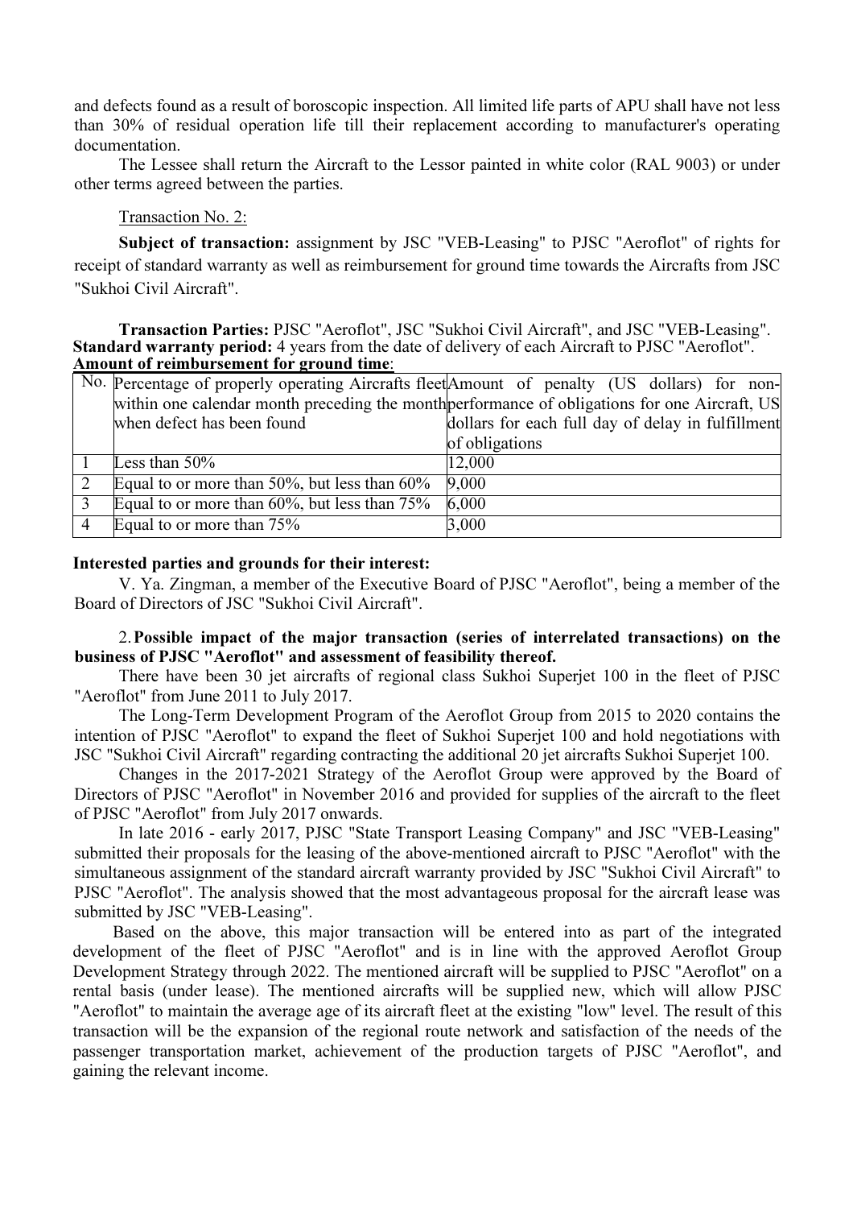and defects found as a result of boroscopic inspection. All limited life parts of APU shall have not less than 30% of residual operation life till their replacement according to manufacturer's operating documentation.

The Lessee shall return the Aircraft to the Lessor painted in white color (RAL 9003) or under other terms agreed between the parties.

Transaction No. 2:

**Subject of transaction:** assignment by JSC "VEB-Leasing" to PJSC "Aeroflot" of rights for receipt of standard warranty as well as reimbursement for ground time towards the Aircrafts from JSC "Sukhoi Civil Aircraft".

**Transaction Parties:** PJSC "Aeroflot", JSC "Sukhoi Civil Aircraft", and JSC "VEB-Leasing".
**Standard warranty period:** 4 years from the date of delivery of each Aircraft to PJSC "Aeroflot".
**Amount of reimbursement for ground time**:

| No. | Percentage of properly operating Aircrafts fleet within one calendar month preceding the month when defect has been found | Amount of penalty (US dollars) for non-performance of obligations for one Aircraft, US dollars for each full day of delay in fulfillment of obligations |
|---|---|---|
| 1 | Less than 50% | 12,000 |
| 2 | Equal to or more than 50%, but less than 60% | 9,000 |
| 3 | Equal to or more than 60%, but less than 75% | 6,000 |
| 4 | Equal to or more than 75% | 3,000 |

**Interested parties and grounds for their interest:**

V. Ya. Zingman, a member of the Executive Board of PJSC "Aeroflot", being a member of the Board of Directors of JSC "Sukhoi Civil Aircraft".

2. **Possible impact of the major transaction (series of interrelated transactions) on the business of PJSC "Aeroflot" and assessment of feasibility thereof.**

There have been 30 jet aircrafts of regional class Sukhoi Superjet 100 in the fleet of PJSC "Aeroflot" from June 2011 to July 2017.

The Long-Term Development Program of the Aeroflot Group from 2015 to 2020 contains the intention of PJSC "Aeroflot" to expand the fleet of Sukhoi Superjet 100 and hold negotiations with JSC "Sukhoi Civil Aircraft" regarding contracting the additional 20 jet aircrafts Sukhoi Superjet 100.

Changes in the 2017-2021 Strategy of the Aeroflot Group were approved by the Board of Directors of PJSC "Aeroflot" in November 2016 and provided for supplies of the aircraft to the fleet of PJSC "Aeroflot" from July 2017 onwards.

In late 2016 - early 2017, PJSC "State Transport Leasing Company" and JSC "VEB-Leasing" submitted their proposals for the leasing of the above-mentioned aircraft to PJSC "Aeroflot" with the simultaneous assignment of the standard aircraft warranty provided by JSC "Sukhoi Civil Aircraft" to PJSC "Aeroflot". The analysis showed that the most advantageous proposal for the aircraft lease was submitted by JSC "VEB-Leasing".

Based on the above, this major transaction will be entered into as part of the integrated development of the fleet of PJSC "Aeroflot" and is in line with the approved Aeroflot Group Development Strategy through 2022. The mentioned aircraft will be supplied to PJSC "Aeroflot" on a rental basis (under lease). The mentioned aircrafts will be supplied new, which will allow PJSC "Aeroflot" to maintain the average age of its aircraft fleet at the existing "low" level. The result of this transaction will be the expansion of the regional route network and satisfaction of the needs of the passenger transportation market, achievement of the production targets of PJSC "Aeroflot", and gaining the relevant income.